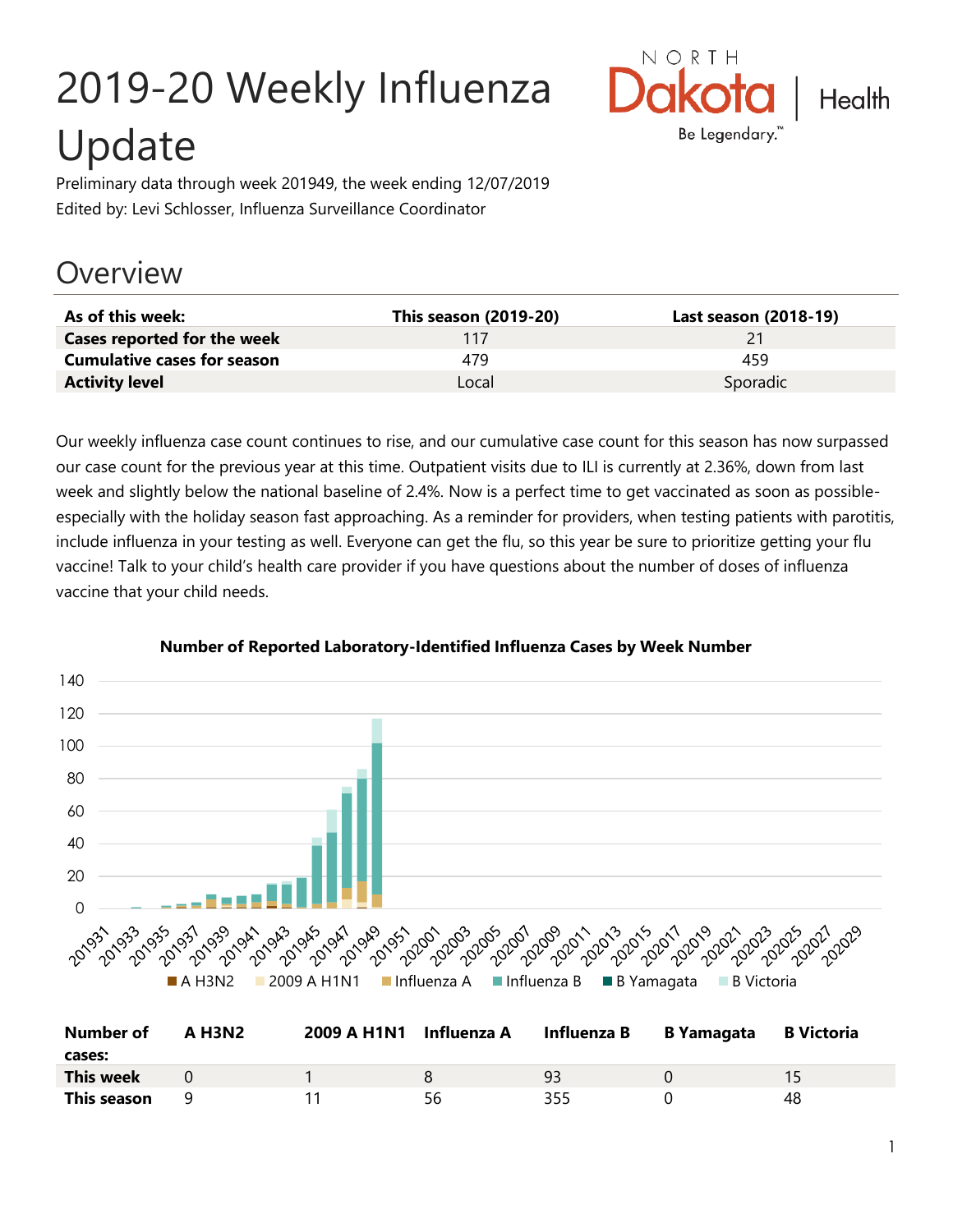# 2019-20 Weekly Influenza Update

Preliminary data through week 201949, the week ending 12/07/2019

Edited by: Levi Schlosser, Influenza Surveillance Coordinator

## Overview

| As of this week: | This season (2019-20) | Last season (2018-19) |
|---|---|---|
| **Cases reported for the week** | 117 | 21 |
| **Cumulative cases for season** | 479 | 459 |
| **Activity level** | Local | Sporadic |

Our weekly influenza case count continues to rise, and our cumulative case count for this season has now surpassed our case count for the previous year at this time. Outpatient visits due to ILI is currently at 2.36%, down from last week and slightly below the national baseline of 2.4%. Now is a perfect time to get vaccinated as soon as possible- especially with the holiday season fast approaching. As a reminder for providers, when testing patients with parotitis, include influenza in your testing as well. Everyone can get the flu, so this year be sure to prioritize getting your flu vaccine! Talk to your child's health care provider if you have questions about the number of doses of influenza vaccine that your child needs.

**Number of Reported Laboratory-Identified Influenza Cases by Week Number**

| Number of cases: | A H3N2 | 2009 A H1N1 | Influenza A | Influenza B | B Yamagata | B Victoria |
|---|---|---|---|---|---|---|
| **This week** | 0 | 1 | 8 | 93 | 0 | 15 |
| **This season** | 9 | 11 | 56 | 355 | 0 | 48 |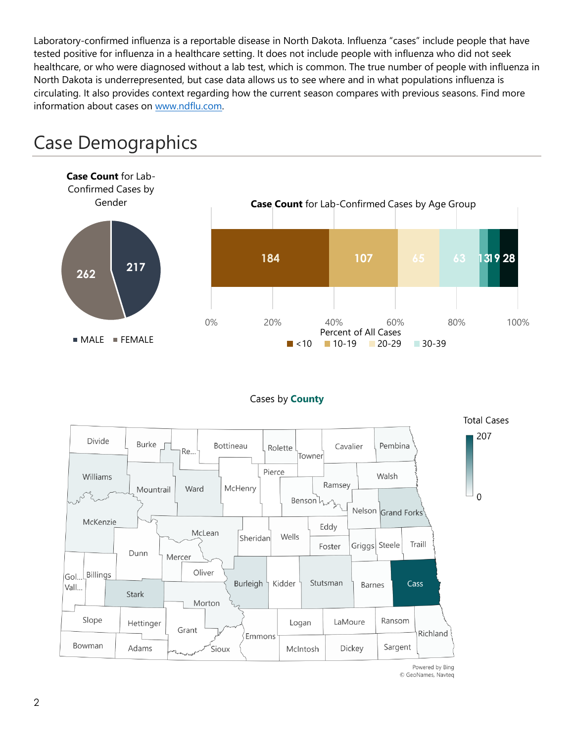Laboratory-confirmed influenza is a reportable disease in North Dakota. Influenza "cases" include people that have tested positive for influenza in a healthcare setting. It does not include people with influenza who did not seek healthcare, or who were diagnosed without a lab test, which is common. The true number of people with influenza in North Dakota is underrepresented, but case data allows us to see where and in what populations influenza is circulating. It also provides context regarding how the current season compares with previous seasons. Find more information about cases on www.ndflu.com.

# Case Demographics

**Case Count** for Lab-Confirmed Cases by Gender

| Gender | Cases |
| --- | --- |
| MALE | 217 |
| FEMALE | 262 |

**Case Count** for Lab-Confirmed Cases by Age Group

| Age Group | Cases |
| --- | --- |
| <10 | 184 |
| 10-19 | 107 |
| 20-29 | 65 |
| 30-39 | 63 |
| | 13 |
| | 19 |
| | 28 |

Percent of All Cases: 0%, 20%, 40%, 60%, 80%, 100%

Cases by **County**

Total Cases: 0 – 207

Powered by Bing
© GeoNames, Navteq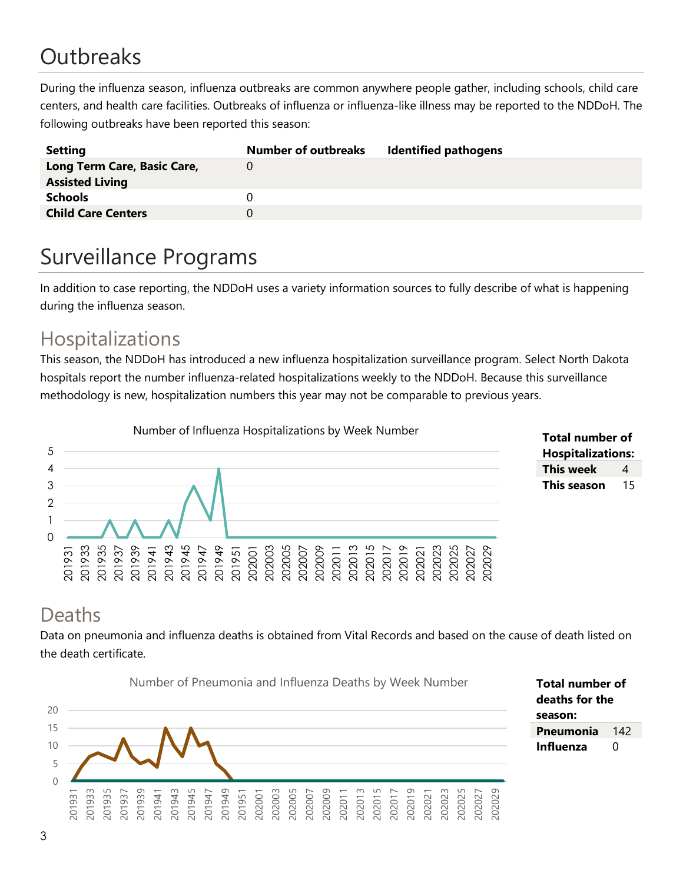# Outbreaks

During the influenza season, influenza outbreaks are common anywhere people gather, including schools, child care centers, and health care facilities. Outbreaks of influenza or influenza-like illness may be reported to the NDDoH. The following outbreaks have been reported this season:

| Setting | Number of outbreaks | Identified pathogens |
|---|---|---|
| **Long Term Care, Basic Care, Assisted Living** | 0 | |
| **Schools** | 0 | |
| **Child Care Centers** | 0 | |

# Surveillance Programs

In addition to case reporting, the NDDoH uses a variety information sources to fully describe of what is happening during the influenza season.

## Hospitalizations

This season, the NDDoH has introduced a new influenza hospitalization surveillance program. Select North Dakota hospitals report the number influenza-related hospitalizations weekly to the NDDoH. Because this surveillance methodology is new, hospitalization numbers this year may not be comparable to previous years.

Number of Influenza Hospitalizations by Week Number

| Total number of Hospitalizations: | |
|---|---|
| **This week** | 4 |
| **This season** | 15 |

## Deaths

Data on pneumonia and influenza deaths is obtained from Vital Records and based on the cause of death listed on the death certificate.

Number of Pneumonia and Influenza Deaths by Week Number

| Total number of deaths for the season: | |
|---|---|
| **Pneumonia** | 142 |
| **Influenza** | 0 |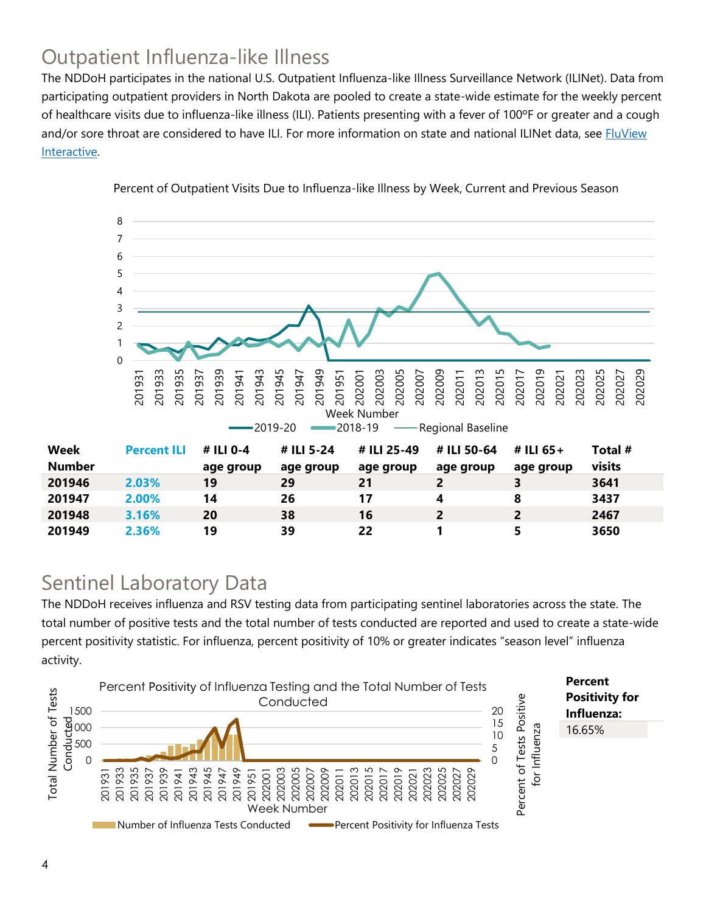## Outpatient Influenza-like Illness

The NDDoH participates in the national U.S. Outpatient Influenza-like Illness Surveillance Network (ILINet). Data from participating outpatient providers in North Dakota are pooled to create a state-wide estimate for the weekly percent of healthcare visits due to influenza-like illness (ILI). Patients presenting with a fever of 100ºF or greater and a cough and/or sore throat are considered to have ILI. For more information on state and national ILINet data, see FluView Interactive.

Percent of Outpatient Visits Due to Influenza-like Illness by Week, Current and Previous Season

| Week Number | Percent ILI | # ILI 0-4 age group | # ILI 5-24 age group | # ILI 25-49 age group | # ILI 50-64 age group | # ILI 65+ age group | Total # visits |
|---|---|---|---|---|---|---|---|
| 201946 | 2.03% | 19 | 29 | 21 | 2 | 3 | 3641 |
| 201947 | 2.00% | 14 | 26 | 17 | 4 | 8 | 3437 |
| 201948 | 3.16% | 20 | 38 | 16 | 2 | 2 | 2467 |
| 201949 | 2.36% | 19 | 39 | 22 | 1 | 5 | 3650 |

## Sentinel Laboratory Data

The NDDoH receives influenza and RSV testing data from participating sentinel laboratories across the state. The total number of positive tests and the total number of tests conducted are reported and used to create a state-wide percent positivity statistic. For influenza, percent positivity of 10% or greater indicates "season level" influenza activity.

Percent Positivity of Influenza Testing and the Total Number of Tests Conducted

| Percent Positivity for Influenza: |
|---|
| 16.65% |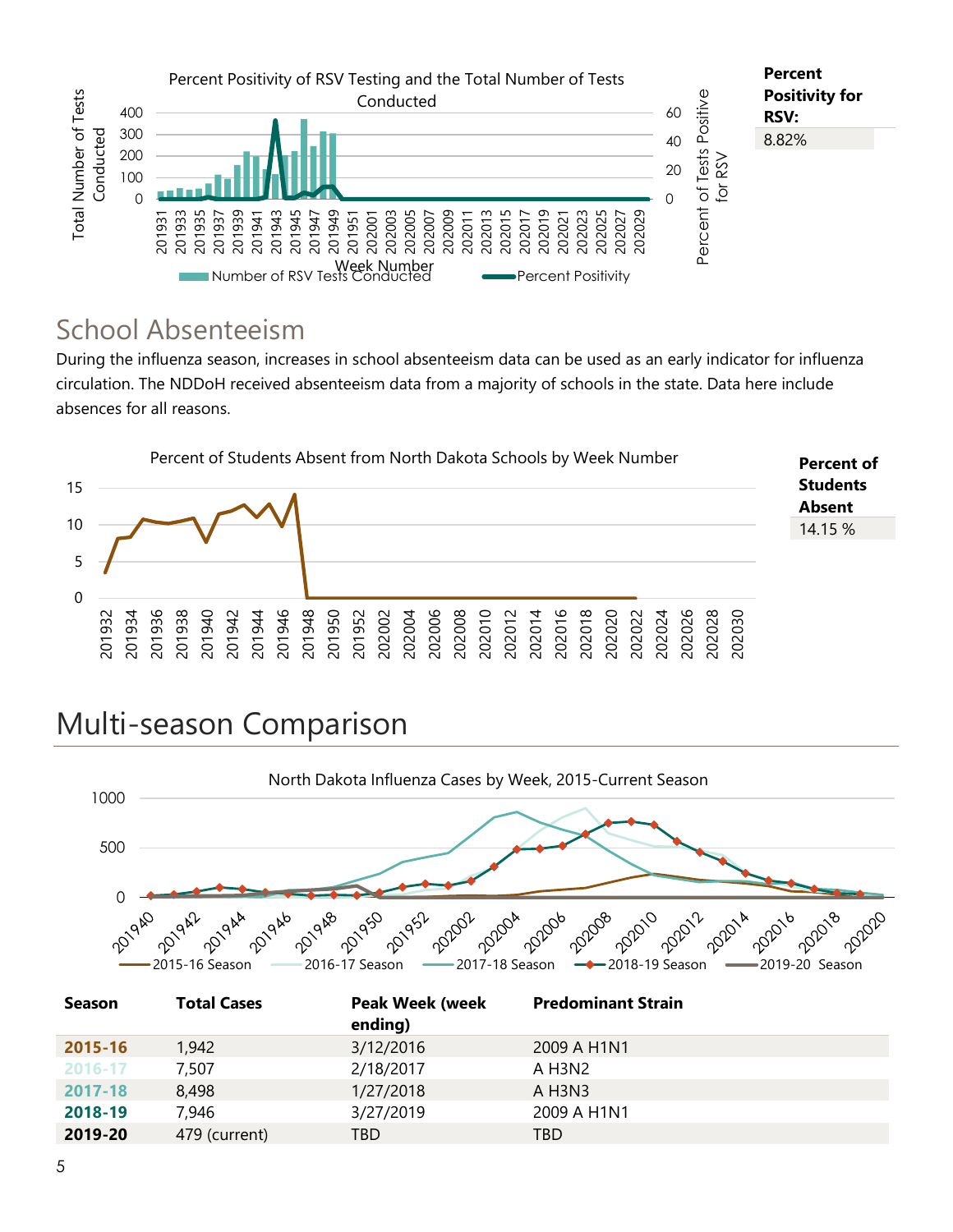Percent Positivity of RSV Testing and the Total Number of Tests Conducted

| Percent Positivity for RSV: |
| --- |
| 8.82% |

## School Absenteeism

During the influenza season, increases in school absenteeism data can be used as an early indicator for influenza circulation. The NDDoH received absenteeism data from a majority of schools in the state. Data here include absences for all reasons.

Percent of Students Absent from North Dakota Schools by Week Number

| Percent of Students Absent |
| --- |
| 14.15 % |

# Multi-season Comparison

North Dakota Influenza Cases by Week, 2015-Current Season

| Season | Total Cases | Peak Week (week ending) | Predominant Strain |
| --- | --- | --- | --- |
| 2015-16 | 1,942 | 3/12/2016 | 2009 A H1N1 |
| 2016-17 | 7,507 | 2/18/2017 | A H3N2 |
| 2017-18 | 8,498 | 1/27/2018 | A H3N3 |
| 2018-19 | 7,946 | 3/27/2019 | 2009 A H1N1 |
| 2019-20 | 479 (current) | TBD | TBD |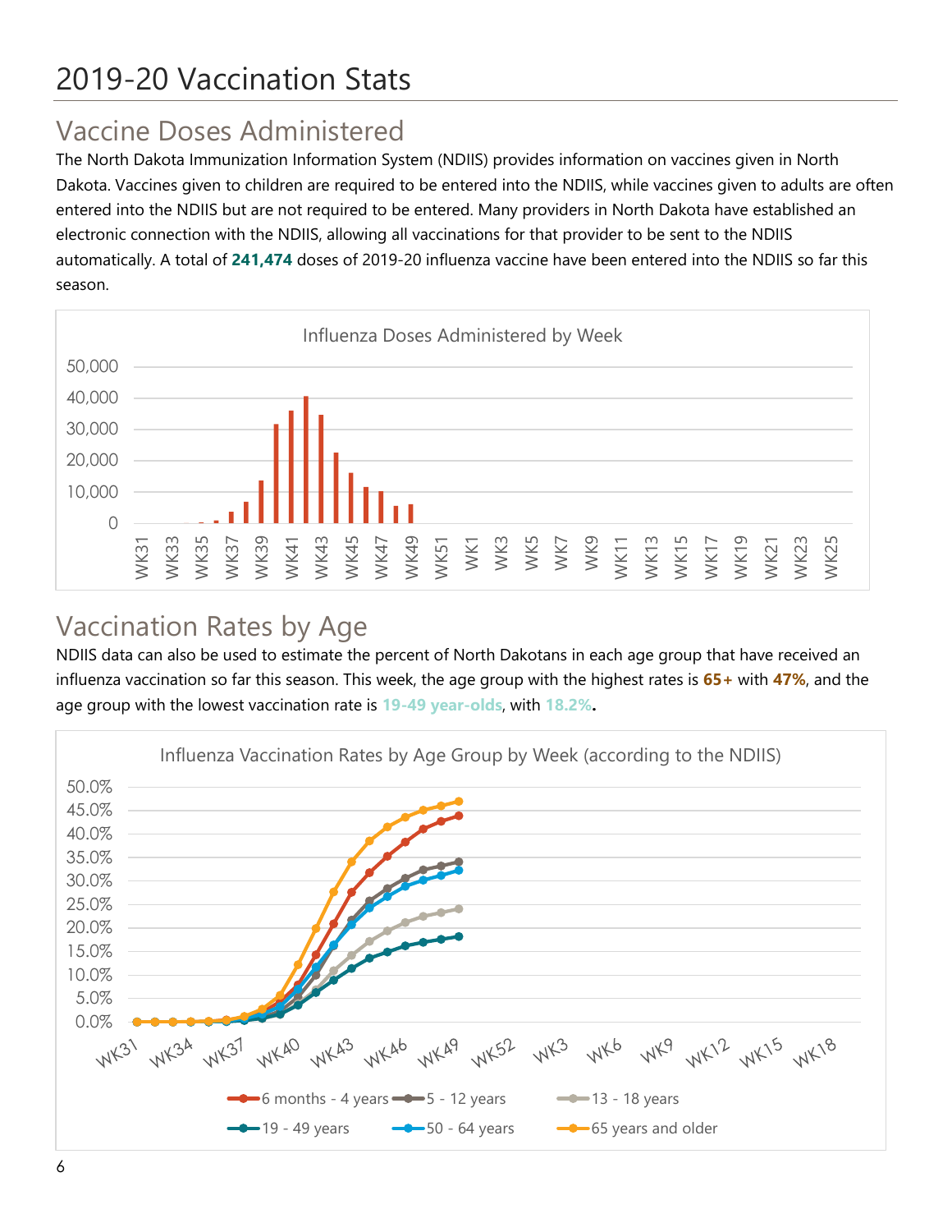# 2019-20 Vaccination Stats

## Vaccine Doses Administered

The North Dakota Immunization Information System (NDIIS) provides information on vaccines given in North Dakota. Vaccines given to children are required to be entered into the NDIIS, while vaccines given to adults are often entered into the NDIIS but are not required to be entered. Many providers in North Dakota have established an electronic connection with the NDIIS, allowing all vaccinations for that provider to be sent to the NDIIS automatically. A total of **241,474** doses of 2019-20 influenza vaccine have been entered into the NDIIS so far this season.

Influenza Doses Administered by Week

50,000
40,000
30,000
20,000
10,000
0

WK31 WK33 WK35 WK37 WK39 WK41 WK43 WK45 WK47 WK49 WK51 WK1 WK3 WK5 WK7 WK9 WK11 WK13 WK15 WK17 WK19 WK21 WK23 WK25

## Vaccination Rates by Age

NDIIS data can also be used to estimate the percent of North Dakotans in each age group that have received an influenza vaccination so far this season. This week, the age group with the highest rates is **65+** with **47%**, and the age group with the lowest vaccination rate is **19-49 year-olds**, with **18.2%**.

Influenza Vaccination Rates by Age Group by Week (according to the NDIIS)

50.0%
45.0%
40.0%
35.0%
30.0%
25.0%
20.0%
15.0%
10.0%
5.0%
0.0%

WK31 WK34 WK37 WK40 WK43 WK46 WK49 WK52 WK3 WK6 WK9 WK12 WK15 WK18

6 months - 4 years
5 - 12 years
13 - 18 years
19 - 49 years
50 - 64 years
65 years and older